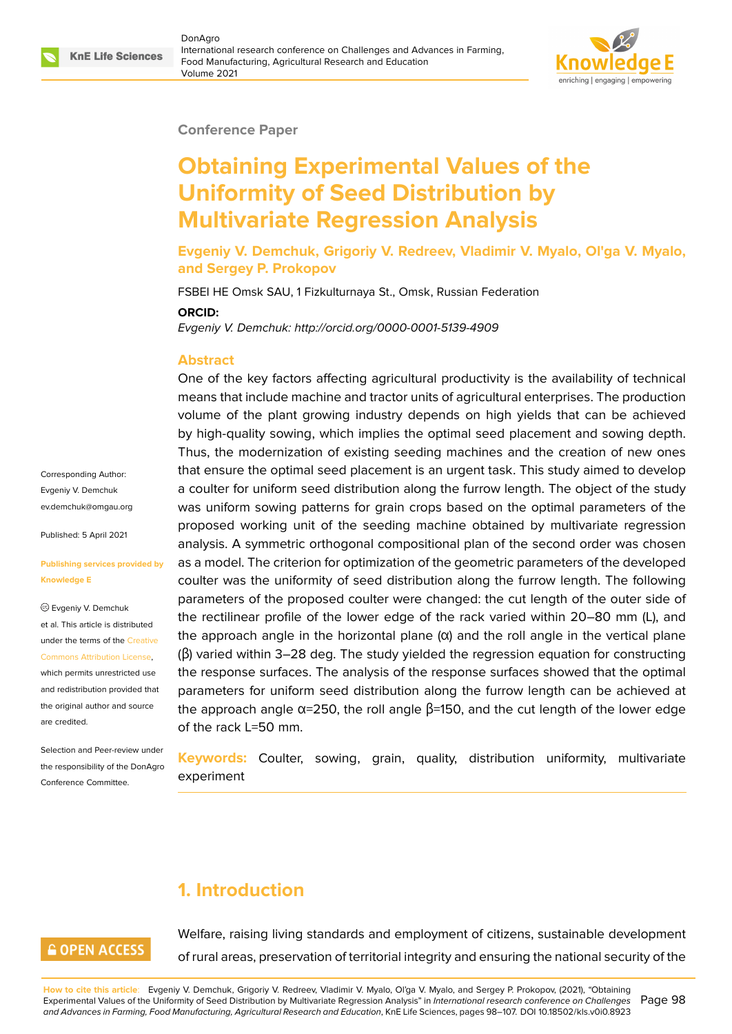Conference Paper

# Obtaining Experimental Values of the Uniformity of Seed Distribution by Multivariate Regression Analysis

**Evgeniy V. Demchuk, Grigoriy V. Redreev, Vladimir V. Myalo, Ol'ga V. Myalo, and Sergey P. Prokopov**

FSBEI HE Omsk SAU, 1 Fizkulturnaya St., Omsk, Russian Federation

**ORCID:**

*Evgeniy V. Demchuk: http://orcid.org/0000-0001-5139-4909*

Corresponding Author: Evgeniy V. Demchuk ev.demchuk@omgau.org

Published: 5 April 2021

Publishing services provided by Knowledge E

© Evgeniy V. Demchuk et al. This article is distributed under the terms of the Creative Commons Attribution License, which permits unrestricted use and redistribution provided that the original author and source are credited.

Selection and Peer-review under the responsibility of the DonAgro Conference Committee.

## Abstract

One of the key factors affecting agricultural productivity is the availability of technical means that include machine and tractor units of agricultural enterprises. The production volume of the plant growing industry depends on high yields that can be achieved by high-quality sowing, which implies the optimal seed placement and sowing depth. Thus, the modernization of existing seeding machines and the creation of new ones that ensure the optimal seed placement is an urgent task. This study aimed to develop a coulter for uniform seed distribution along the furrow length. The object of the study was uniform sowing patterns for grain crops based on the optimal parameters of the proposed working unit of the seeding machine obtained by multivariate regression analysis. A symmetric orthogonal compositional plan of the second order was chosen as a model. The criterion for optimization of the geometric parameters of the developed coulter was the uniformity of seed distribution along the furrow length. The following parameters of the proposed coulter were changed: the cut length of the outer side of the rectilinear profile of the lower edge of the rack varied within 20–80 mm (L), and the approach angle in the horizontal plane (α) and the roll angle in the vertical plane (β) varied within 3–28 deg. The study yielded the regression equation for constructing the response surfaces. The analysis of the response surfaces showed that the optimal parameters for uniform seed distribution along the furrow length can be achieved at the approach angle α=250, the roll angle β=150, and the cut length of the lower edge of the rack L=50 mm.

**Keywords:** Coulter, sowing, grain, quality, distribution uniformity, multivariate experiment

## 1. Introduction

Welfare, raising living standards and employment of citizens, sustainable development of rural areas, preservation of territorial integrity and ensuring the national security of the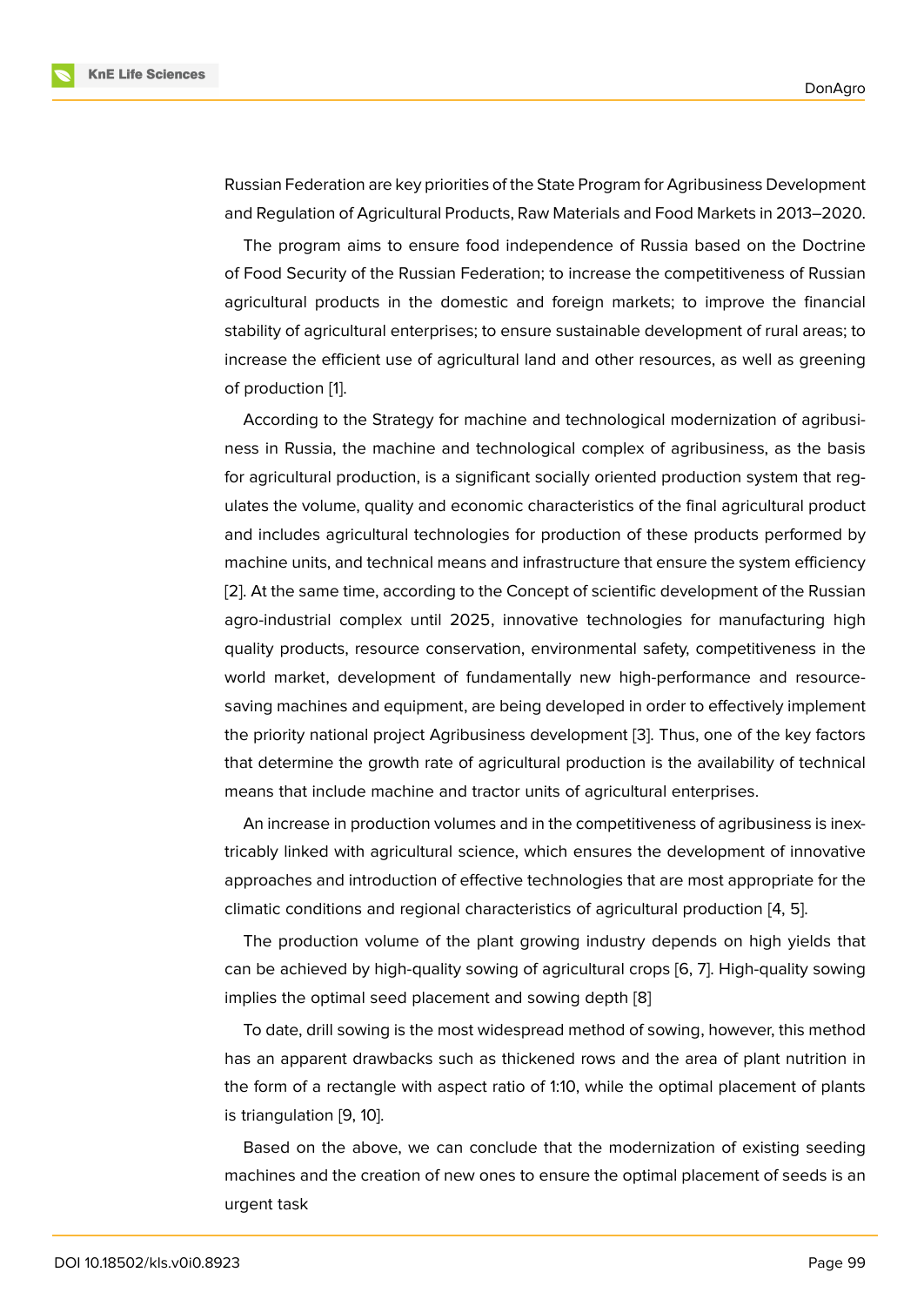Russian Federation are key priorities of the State Program for Agribusiness Development and Regulation of Agricultural Products, Raw Materials and Food Markets in 2013–2020.

The program aims to ensure food independence of Russia based on the Doctrine of Food Security of the Russian Federation; to increase the competitiveness of Russian agricultural products in the domestic and foreign markets; to improve the financial stability of agricultural enterprises; to ensure sustainable development of rural areas; to increase the efficient use of agricultural land and other resources, as well as greening of production [1].

According to the Strategy for machine and technological modernization of agribusiness in Russia, the machine and technological complex of agribusiness, as the basis for agricultural production, is a significant socially oriented production system that regulates the volume, quality and economic characteristics of the final agricultural product and includes agricultural technologies for production of these products performed by machine units, and technical means and infrastructure that ensure the system efficiency [2]. At the same time, according to the Concept of scientific development of the Russian agro-industrial complex until 2025, innovative technologies for manufacturing high quality products, resource conservation, environmental safety, competitiveness in the world market, development of fundamentally new high-performance and resource-saving machines and equipment, are being developed in order to effectively implement the priority national project Agribusiness development [3]. Thus, one of the key factors that determine the growth rate of agricultural production is the availability of technical means that include machine and tractor units of agricultural enterprises.

An increase in production volumes and in the competitiveness of agribusiness is inextricably linked with agricultural science, which ensures the development of innovative approaches and introduction of effective technologies that are most appropriate for the climatic conditions and regional characteristics of agricultural production [4, 5].

The production volume of the plant growing industry depends on high yields that can be achieved by high-quality sowing of agricultural crops [6, 7]. High-quality sowing implies the optimal seed placement and sowing depth [8]

To date, drill sowing is the most widespread method of sowing, however, this method has an apparent drawbacks such as thickened rows and the area of plant nutrition in the form of a rectangle with aspect ratio of 1:10, while the optimal placement of plants is triangulation [9, 10].

Based on the above, we can conclude that the modernization of existing seeding machines and the creation of new ones to ensure the optimal placement of seeds is an urgent task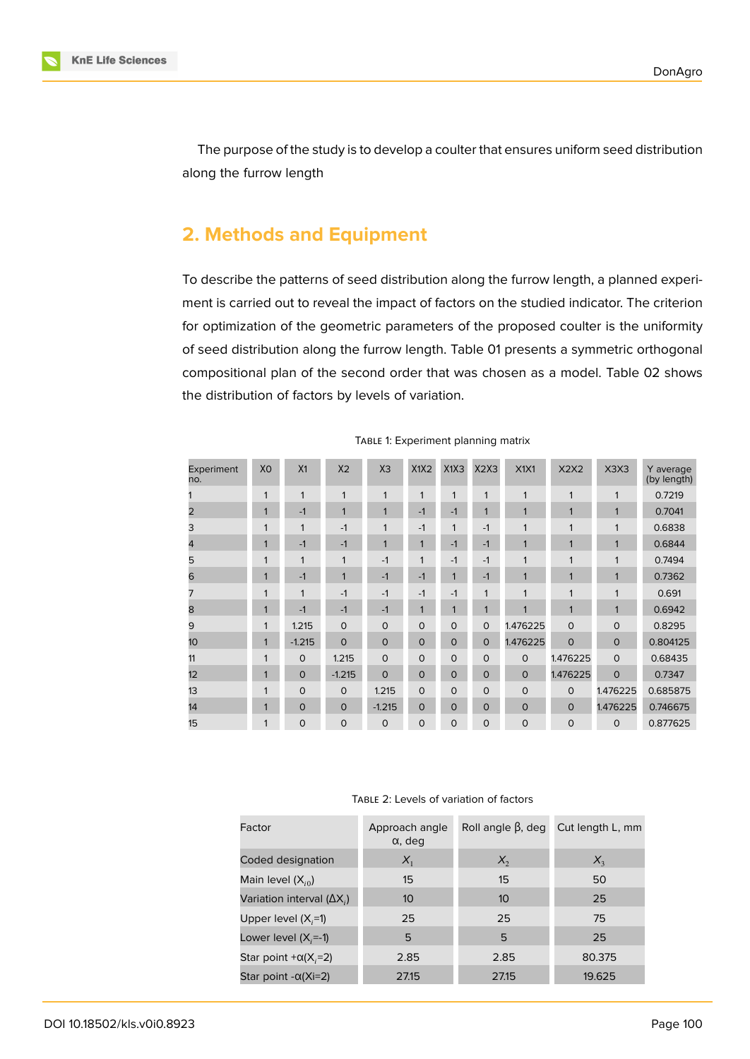The purpose of the study is to develop a coulter that ensures uniform seed distribution along the furrow length

## 2. Methods and Equipment

To describe the patterns of seed distribution along the furrow length, a planned experiment is carried out to reveal the impact of factors on the studied indicator. The criterion for optimization of the geometric parameters of the proposed coulter is the uniformity of seed distribution along the furrow length. Table 01 presents a symmetric orthogonal compositional plan of the second order that was chosen as a model. Table 02 shows the distribution of factors by levels of variation.

Table 1: Experiment planning matrix

| Experiment no. | X0 | X1 | X2 | X3 | X1X2 | X1X3 | X2X3 | X1X1 | X2X2 | X3X3 | Y average (by length) |
|---|---|---|---|---|---|---|---|---|---|---|---|
| 1 | 1 | 1 | 1 | 1 | 1 | 1 | 1 | 1 | 1 | 1 | 0.7219 |
| 2 | 1 | -1 | 1 | 1 | -1 | -1 | 1 | 1 | 1 | 1 | 0.7041 |
| 3 | 1 | 1 | -1 | 1 | -1 | 1 | -1 | 1 | 1 | 1 | 0.6838 |
| 4 | 1 | -1 | -1 | 1 | 1 | -1 | -1 | 1 | 1 | 1 | 0.6844 |
| 5 | 1 | 1 | 1 | -1 | 1 | -1 | -1 | 1 | 1 | 1 | 0.7494 |
| 6 | 1 | -1 | 1 | -1 | -1 | 1 | -1 | 1 | 1 | 1 | 0.7362 |
| 7 | 1 | 1 | -1 | -1 | -1 | -1 | 1 | 1 | 1 | 1 | 0.691 |
| 8 | 1 | -1 | -1 | -1 | 1 | 1 | 1 | 1 | 1 | 1 | 0.6942 |
| 9 | 1 | 1.215 | 0 | 0 | 0 | 0 | 0 | 1.476225 | 0 | 0 | 0.8295 |
| 10 | 1 | -1.215 | 0 | 0 | 0 | 0 | 0 | 1.476225 | 0 | 0 | 0.804125 |
| 11 | 1 | 0 | 1.215 | 0 | 0 | 0 | 0 | 0 | 1.476225 | 0 | 0.68435 |
| 12 | 1 | 0 | -1.215 | 0 | 0 | 0 | 0 | 0 | 1.476225 | 0 | 0.7347 |
| 13 | 1 | 0 | 0 | 1.215 | 0 | 0 | 0 | 0 | 0 | 1.476225 | 0.685875 |
| 14 | 1 | 0 | 0 | -1.215 | 0 | 0 | 0 | 0 | 0 | 1.476225 | 0.746675 |
| 15 | 1 | 0 | 0 | 0 | 0 | 0 | 0 | 0 | 0 | 0 | 0.877625 |

Table 2: Levels of variation of factors

| Factor | Approach angle α, deg | Roll angle β, deg | Cut length L, mm |
|---|---|---|---|
| Coded designation | $X_1$ | $X_2$ | $X_3$ |
| Main level ($X_{i0}$) | 15 | 15 | 50 |
| Variation interval ($\Delta X_i$) | 10 | 10 | 25 |
| Upper level ($X_i$=1) | 25 | 25 | 75 |
| Lower level ($X_i$=-1) | 5 | 5 | 25 |
| Star point +α($X_i$=2) | 2.85 | 2.85 | 80.375 |
| Star point -α(Xi=2) | 27.15 | 27.15 | 19.625 |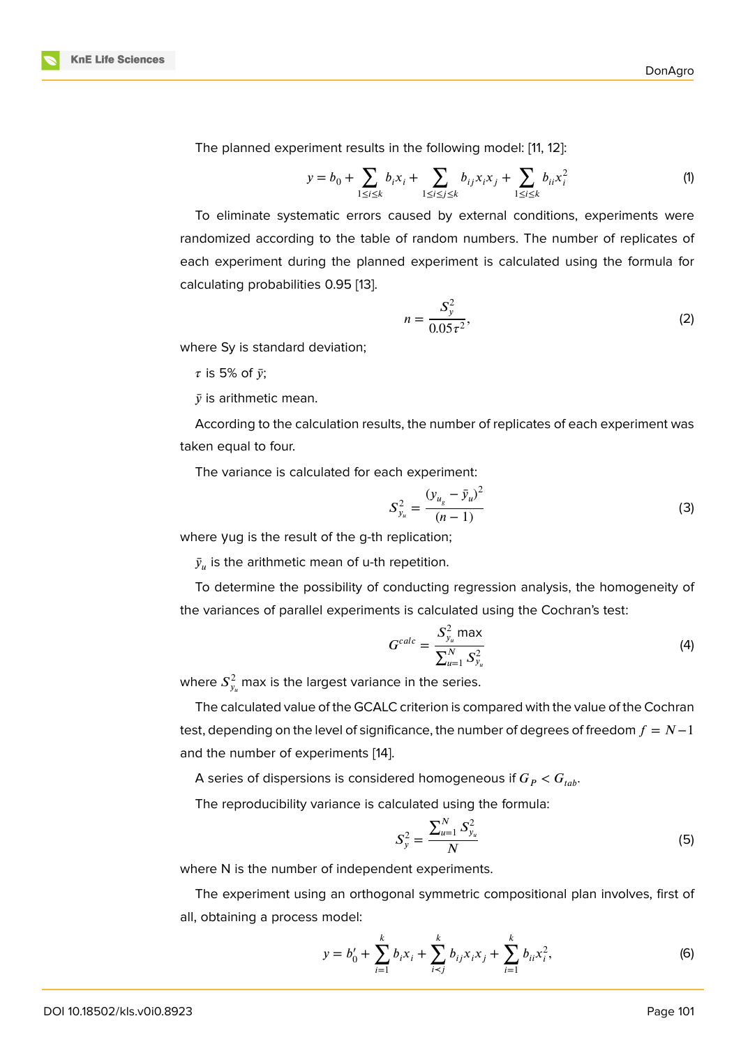The planned experiment results in the following model: [11, 12]:

$$y = b_0 + \sum_{1 \leq i \leq k} b_i x_i + \sum_{1 \leq i \leq j \leq k} b_{ij} x_i x_j + \sum_{1 \leq i \leq k} b_{ii} x_i^2 \tag{1}$$

To eliminate systematic errors caused by external conditions, experiments were randomized according to the table of random numbers. The number of replicates of each experiment during the planned experiment is calculated using the formula for calculating probabilities 0.95 [13].

$$n = \frac{S_y^2}{0.05\tau^2}, \tag{2}$$

where Sy is standard deviation;

$\tau$ is 5% of $\bar{y}$;

$\bar{y}$ is arithmetic mean.

According to the calculation results, the number of replicates of each experiment was taken equal to four.

The variance is calculated for each experiment:

$$S_{y_u}^2 = \frac{(y_{u_g} - \bar{y}_u)^2}{(n-1)} \tag{3}$$

where yug is the result of the g-th replication;

$\bar{y}_u$ is the arithmetic mean of u-th repetition.

To determine the possibility of conducting regression analysis, the homogeneity of the variances of parallel experiments is calculated using the Cochran's test:

$$G^{calc} = \frac{S_{y_u}^2 \max}{\sum_{u=1}^{N} S_{y_u}^2} \tag{4}$$

where $S_{y_u}^2$ max is the largest variance in the series.

The calculated value of the GCALC criterion is compared with the value of the Cochran test, depending on the level of significance, the number of degrees of freedom $f = N - 1$ and the number of experiments [14].

A series of dispersions is considered homogeneous if $G_P < G_{tab}$.

The reproducibility variance is calculated using the formula:

$$S_y^2 = \frac{\sum_{u=1}^{N} S_{y_u}^2}{N} \tag{5}$$

where N is the number of independent experiments.

The experiment using an orthogonal symmetric compositional plan involves, first of all, obtaining a process model:

$$y = b_0' + \sum_{i=1}^{k} b_i x_i + \sum_{i<j}^{k} b_{ij} x_i x_j + \sum_{i=1}^{k} b_{ii} x_i^2, \tag{6}$$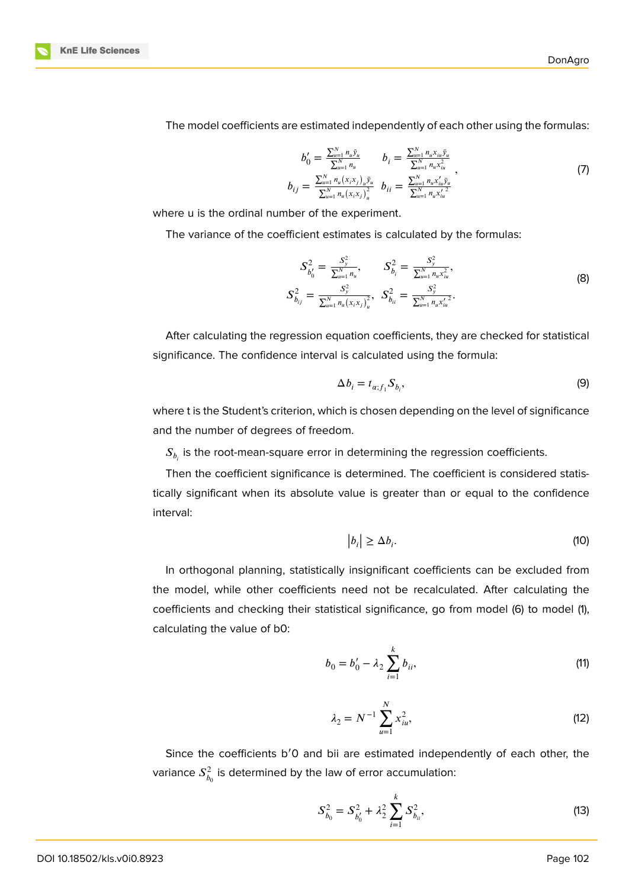The model coefficients are estimated independently of each other using the formulas:

$$b_0' = \frac{\sum_{u=1}^{N} n_u \bar{y}_u}{\sum_{u=1}^{N} n_u} \qquad b_i = \frac{\sum_{u=1}^{N} n_u x_{iu} \bar{y}_u}{\sum_{u=1}^{N} n_u x_{iu}^2}$$
$$b_{ij} = \frac{\sum_{u=1}^{N} n_u \left(x_i x_j\right)_u \bar{y}_u}{\sum_{u=1}^{N} n_u \left(x_i x_j\right)_u^2} \quad b_{ii} = \frac{\sum_{u=1}^{N} n_u x_{iu}' \bar{y}_u}{\sum_{u=1}^{N} n_u {x_{iu}'}^2}, \tag{7}$$

where u is the ordinal number of the experiment.

The variance of the coefficient estimates is calculated by the formulas:

$$S_{b_0'}^2 = \frac{S_y^2}{\sum_{u=1}^{N} n_u}, \qquad S_{b_i}^2 = \frac{S_y^2}{\sum_{u=1}^{N} n_u x_{iu}^2},$$
$$S_{b_{ij}}^2 = \frac{S_y^2}{\sum_{u=1}^{N} n_u \left(x_i x_j\right)_u^2}, \quad S_{b_{ii}}^2 = \frac{S_y^2}{\sum_{u=1}^{N} n_u {x_{iu}'}^2}. \tag{8}$$

After calculating the regression equation coefficients, they are checked for statistical significance. The confidence interval is calculated using the formula:

$$\Delta b_i = t_{\alpha; f_1} S_{b_i}, \tag{9}$$

where t is the Student's criterion, which is chosen depending on the level of significance and the number of degrees of freedom.

$S_{b_i}$ is the root-mean-square error in determining the regression coefficients.

Then the coefficient significance is determined. The coefficient is considered statistically significant when its absolute value is greater than or equal to the confidence interval:

$$\left|b_i\right| \geq \Delta b_i. \tag{10}$$

In orthogonal planning, statistically insignificant coefficients can be excluded from the model, while other coefficients need not be recalculated. After calculating the coefficients and checking their statistical significance, go from model (6) to model (1), calculating the value of b0:

$$b_0 = b_0' - \lambda_2 \sum_{i=1}^{k} b_{ii}, \tag{11}$$

$$\lambda_2 = N^{-1} \sum_{u=1}^{N} x_{iu}^2, \tag{12}$$

Since the coefficients b′0 and bii are estimated independently of each other, the variance $S_{b_0}^2$ is determined by the law of error accumulation:

$$S_{b_0}^2 = S_{b_0'}^2 + \lambda_2^2 \sum_{i=1}^{k} S_{b_{ii}}^2, \tag{13}$$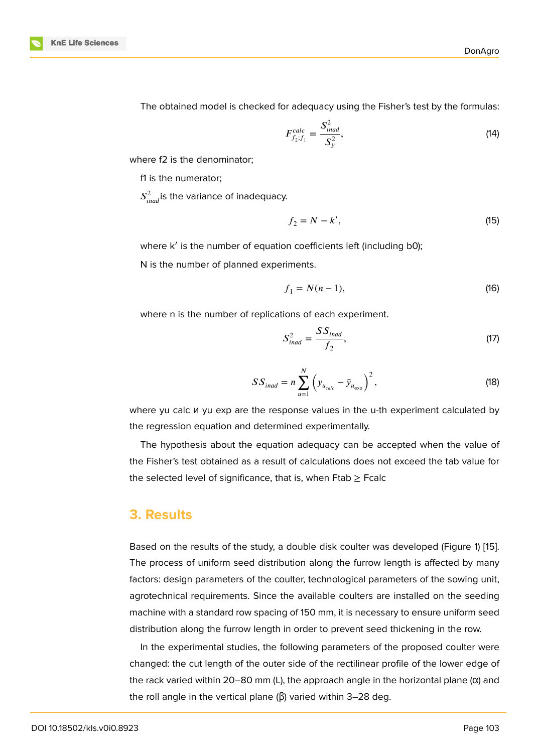The obtained model is checked for adequacy using the Fisher's test by the formulas:

$$F^{calc}_{f_2;f_1} = \frac{S^2_{inad}}{S^2_y}, \tag{14}$$

where f2 is the denominator;

f1 is the numerator;

$S^2_{inad}$ is the variance of inadequacy.

$$f_2 = N - k', \tag{15}$$

where k′ is the number of equation coefficients left (including b0);

N is the number of planned experiments.

$$f_1 = N(n-1), \tag{16}$$

where n is the number of replications of each experiment.

$$S^2_{inad} = \frac{SS_{inad}}{f_2}, \tag{17}$$

$$SS_{inad} = n\sum_{u=1}^{N}\left(y_{u_{calc}} - \bar{y}_{u_{exp}}\right)^2, \tag{18}$$

where yu calc и yu exp are the response values in the u-th experiment calculated by the regression equation and determined experimentally.

The hypothesis about the equation adequacy can be accepted when the value of the Fisher's test obtained as a result of calculations does not exceed the tab value for the selected level of significance, that is, when Ftab ≥ Fcalc

## 3. Results

Based on the results of the study, a double disk coulter was developed (Figure 1) [15]. The process of uniform seed distribution along the furrow length is affected by many factors: design parameters of the coulter, technological parameters of the sowing unit, agrotechnical requirements. Since the available coulters are installed on the seeding machine with a standard row spacing of 150 mm, it is necessary to ensure uniform seed distribution along the furrow length in order to prevent seed thickening in the row.

In the experimental studies, the following parameters of the proposed coulter were changed: the cut length of the outer side of the rectilinear profile of the lower edge of the rack varied within 20–80 mm (L), the approach angle in the horizontal plane (α) and the roll angle in the vertical plane (β) varied within 3–28 deg.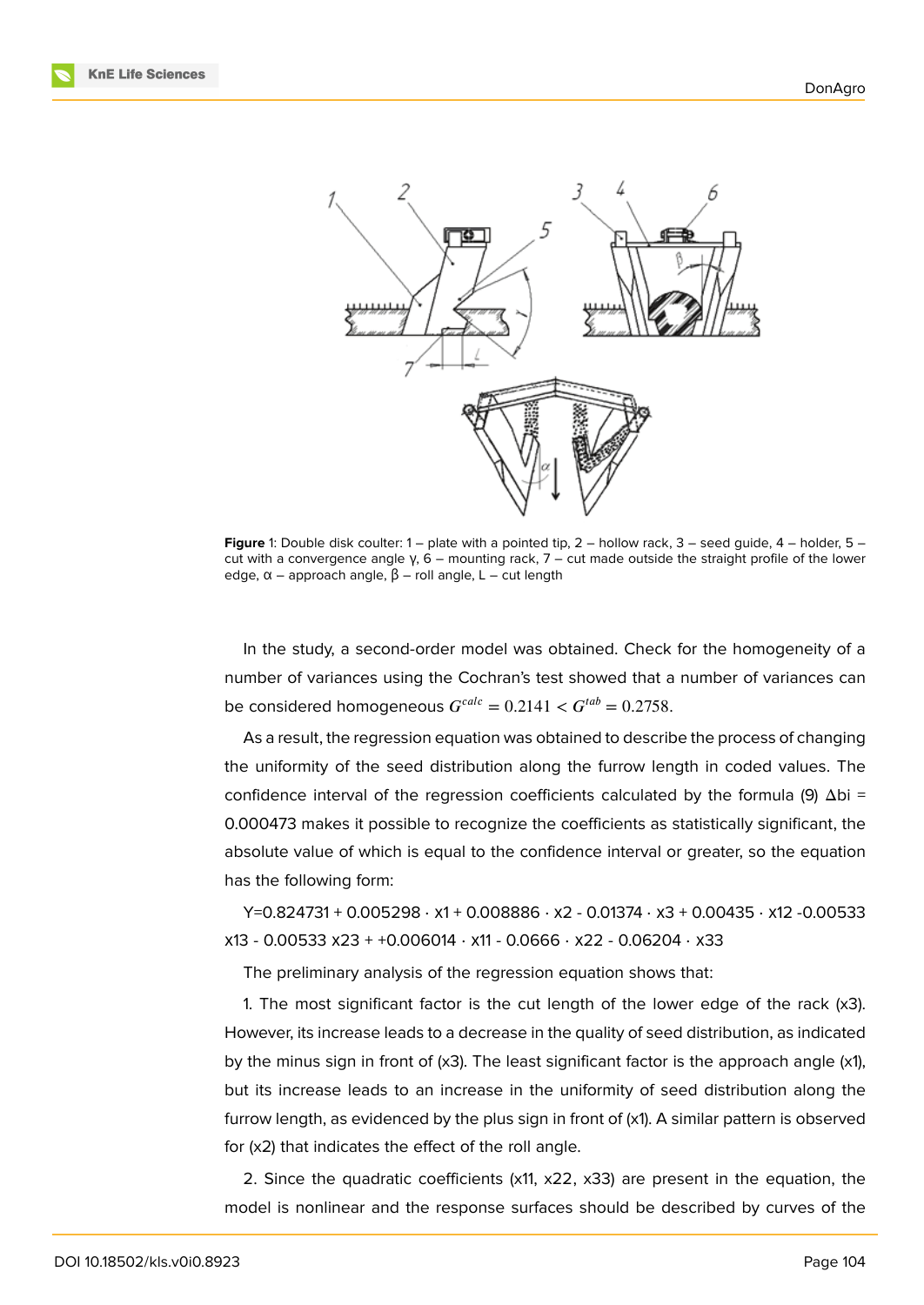**Figure** 1: Double disk coulter: 1 – plate with a pointed tip, 2 – hollow rack, 3 – seed guide, 4 – holder, 5 – cut with a convergence angle γ, 6 – mounting rack, 7 – cut made outside the straight profile of the lower edge, α – approach angle, β – roll angle, L – cut length

In the study, a second-order model was obtained. Check for the homogeneity of a number of variances using the Cochran's test showed that a number of variances can be considered homogeneous $G^{calc} = 0.2141 < G^{tab} = 0.2758$.

As a result, the regression equation was obtained to describe the process of changing the uniformity of the seed distribution along the furrow length in coded values. The confidence interval of the regression coefficients calculated by the formula (9) $\Delta bi$ = 0.000473 makes it possible to recognize the coefficients as statistically significant, the absolute value of which is equal to the confidence interval or greater, so the equation has the following form:

$$Y=0.824731 + 0.005298 \cdot x1 + 0.008886 \cdot x2 - 0.01374 \cdot x3 + 0.00435 \cdot x12 - 0.00533\ x13 - 0.00533\ x23 + +0.006014 \cdot x11 - 0.0666 \cdot x22 - 0.06204 \cdot x33$$

The preliminary analysis of the regression equation shows that:

1. The most significant factor is the cut length of the lower edge of the rack (x3). However, its increase leads to a decrease in the quality of seed distribution, as indicated by the minus sign in front of (x3). The least significant factor is the approach angle (x1), but its increase leads to an increase in the uniformity of seed distribution along the furrow length, as evidenced by the plus sign in front of (x1). A similar pattern is observed for (x2) that indicates the effect of the roll angle.

2. Since the quadratic coefficients (x11, x22, x33) are present in the equation, the model is nonlinear and the response surfaces should be described by curves of the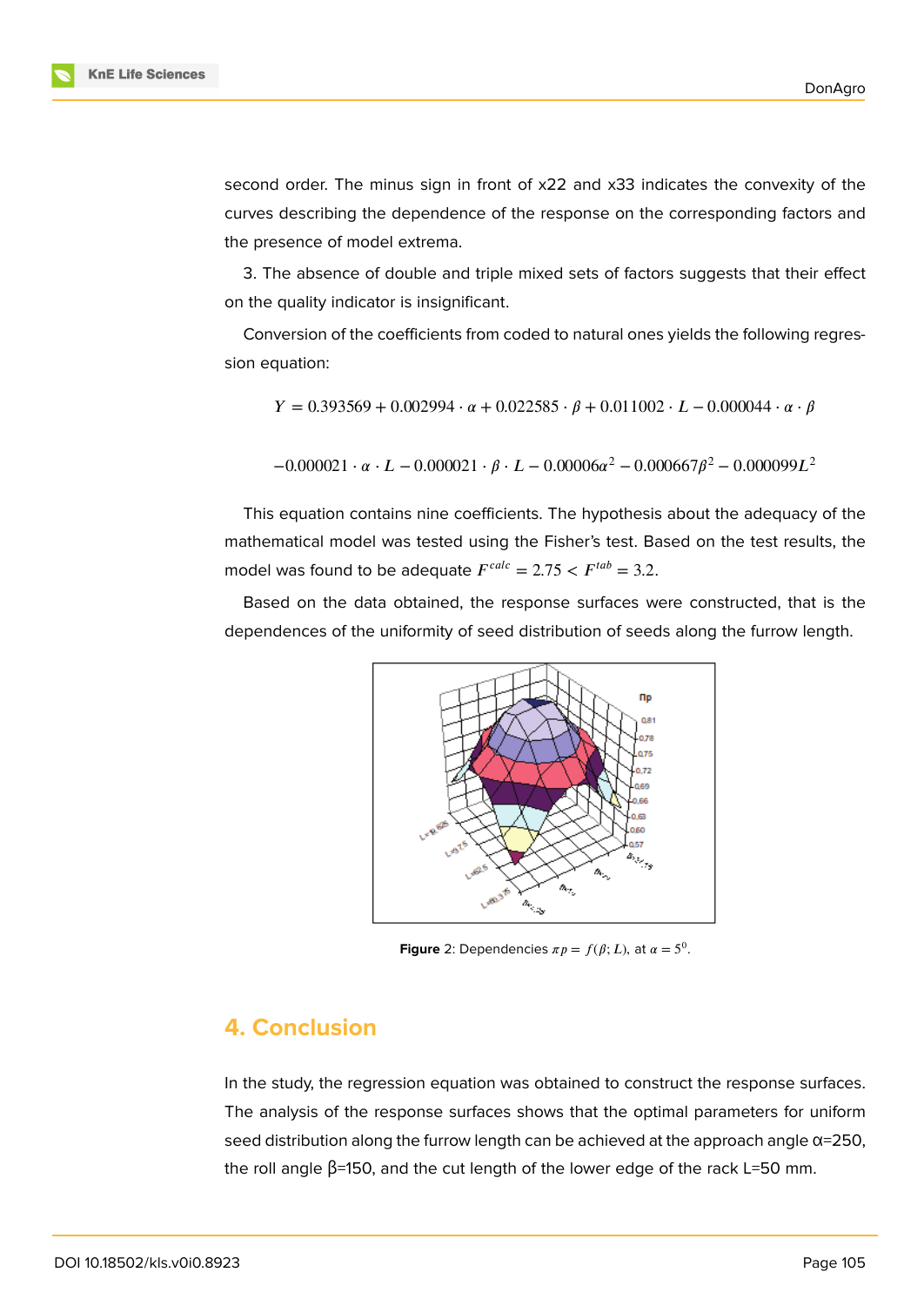second order. The minus sign in front of x22 and x33 indicates the convexity of the curves describing the dependence of the response on the corresponding factors and the presence of model extrema.

3. The absence of double and triple mixed sets of factors suggests that their effect on the quality indicator is insignificant.

Conversion of the coefficients from coded to natural ones yields the following regression equation:

$$Y = 0.393569 + 0.002994 \cdot \alpha + 0.022585 \cdot \beta + 0.011002 \cdot L - 0.000044 \cdot \alpha \cdot \beta$$

$$-0.000021 \cdot \alpha \cdot L - 0.000021 \cdot \beta \cdot L - 0.00006\alpha^2 - 0.000667\beta^2 - 0.000099L^2$$

This equation contains nine coefficients. The hypothesis about the adequacy of the mathematical model was tested using the Fisher's test. Based on the test results, the model was found to be adequate $F^{calc} = 2.75 < F^{tab} = 3.2$.

Based on the data obtained, the response surfaces were constructed, that is the dependences of the uniformity of seed distribution of seeds along the furrow length.

**Figure** 2: Dependencies $\pi p = f(\beta; L)$, at $\alpha = 5^0$.

## 4. Conclusion

In the study, the regression equation was obtained to construct the response surfaces. The analysis of the response surfaces shows that the optimal parameters for uniform seed distribution along the furrow length can be achieved at the approach angle α=250, the roll angle β=150, and the cut length of the lower edge of the rack L=50 mm.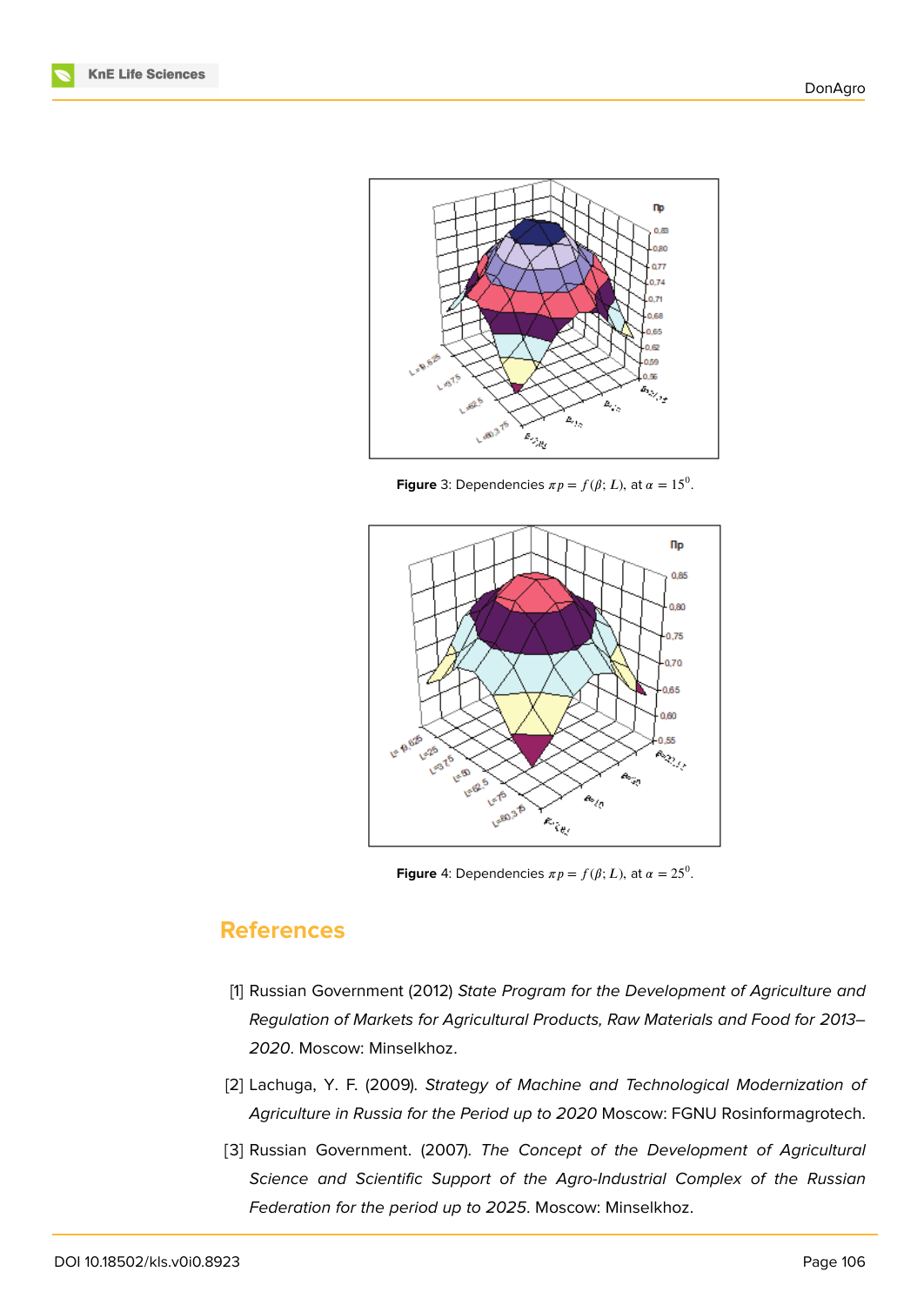**Figure** 3: Dependencies $\pi p = f(\beta; L)$, at $\alpha = 15^0$.

**Figure** 4: Dependencies $\pi p = f(\beta; L)$, at $\alpha = 25^0$.

## References

[1] Russian Government (2012) *State Program for the Development of Agriculture and Regulation of Markets for Agricultural Products, Raw Materials and Food for 2013–2020*. Moscow: Minselkhoz.

[2] Lachuga, Y. F. (2009). *Strategy of Machine and Technological Modernization of Agriculture in Russia for the Period up to 2020* Moscow: FGNU Rosinformagrotech.

[3] Russian Government. (2007). *The Concept of the Development of Agricultural Science and Scientific Support of the Agro-Industrial Complex of the Russian Federation for the period up to 2025*. Moscow: Minselkhoz.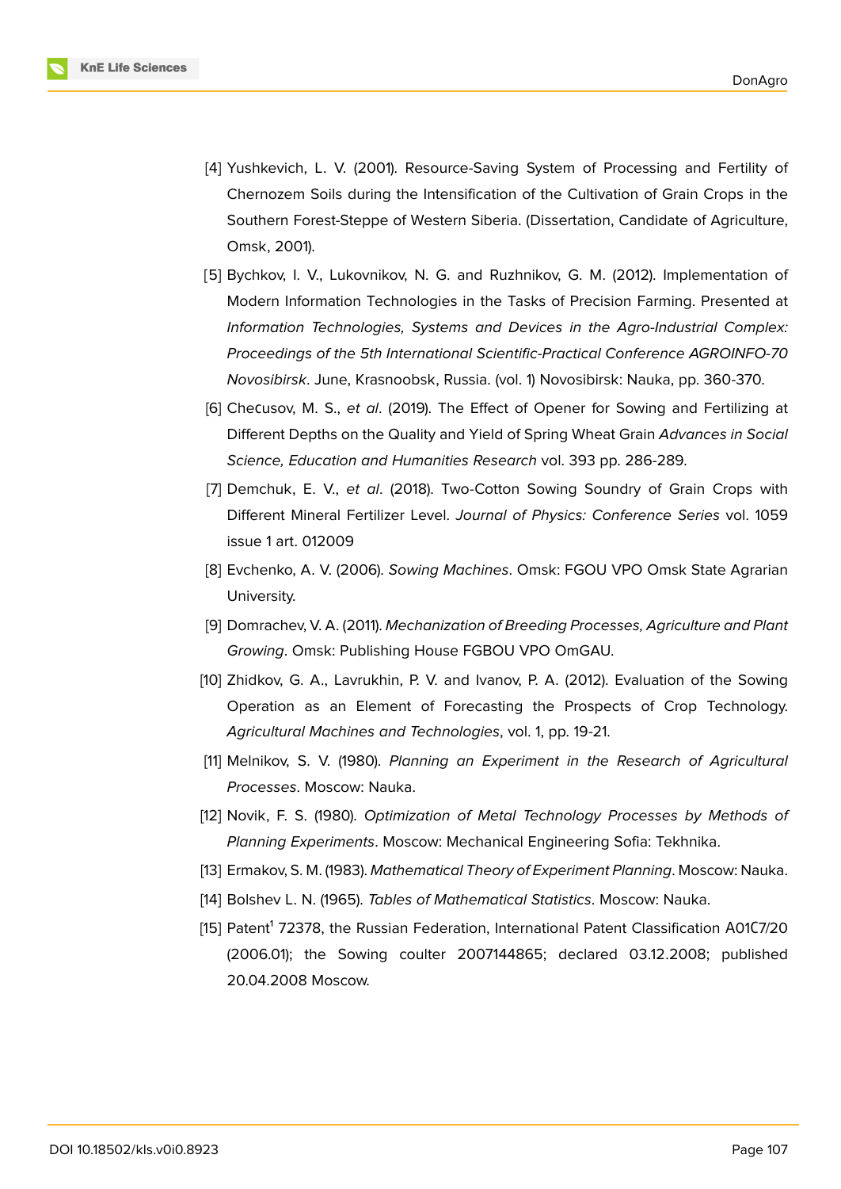[4] Yushkevich, L. V. (2001). Resource-Saving System of Processing and Fertility of Chernozem Soils during the Intensification of the Cultivation of Grain Crops in the Southern Forest-Steppe of Western Siberia. (Dissertation, Candidate of Agriculture, Omsk, 2001).

[5] Bychkov, I. V., Lukovnikov, N. G. and Ruzhnikov, G. M. (2012). Implementation of Modern Information Technologies in the Tasks of Precision Farming. Presented at *Information Technologies, Systems and Devices in the Agro-Industrial Complex: Proceedings of the 5th International Scientific-Practical Conference AGROINFO-70 Novosibirsk*. June, Krasnoobsk, Russia. (vol. 1) Novosibirsk: Nauka, pp. 360-370.

[6] Checusov, M. S., *et al*. (2019). The Effect of Opener for Sowing and Fertilizing at Different Depths on the Quality and Yield of Spring Wheat Grain *Advances in Social Science, Education and Humanities Research* vol. 393 pp. 286-289.

[7] Demchuk, E. V., *et al*. (2018). Two-Cotton Sowing Soundry of Grain Crops with Different Mineral Fertilizer Level. *Journal of Physics: Conference Series* vol. 1059 issue 1 art. 012009

[8] Evchenko, A. V. (2006). *Sowing Machines*. Omsk: FGOU VPO Omsk State Agrarian University.

[9] Domrachev, V. A. (2011). *Mechanization of Breeding Processes, Agriculture and Plant Growing*. Omsk: Publishing House FGBOU VPO OmGAU.

[10] Zhidkov, G. A., Lavrukhin, P. V. and Ivanov, P. A. (2012). Evaluation of the Sowing Operation as an Element of Forecasting the Prospects of Crop Technology. *Agricultural Machines and Technologies*, vol. 1, pp. 19-21.

[11] Melnikov, S. V. (1980). *Planning an Experiment in the Research of Agricultural Processes*. Moscow: Nauka.

[12] Novik, F. S. (1980). *Optimization of Metal Technology Processes by Methods of Planning Experiments*. Moscow: Mechanical Engineering Sofia: Tekhnika.

[13] Ermakov, S. M. (1983). *Mathematical Theory of Experiment Planning*. Moscow: Nauka.

[14] Bolshev L. N. (1965). *Tables of Mathematical Statistics*. Moscow: Nauka.

[15] Patent[1] 72378, the Russian Federation, International Patent Classification A01C7/20 (2006.01); the Sowing coulter 2007144865; declared 03.12.2008; published 20.04.2008 Moscow.